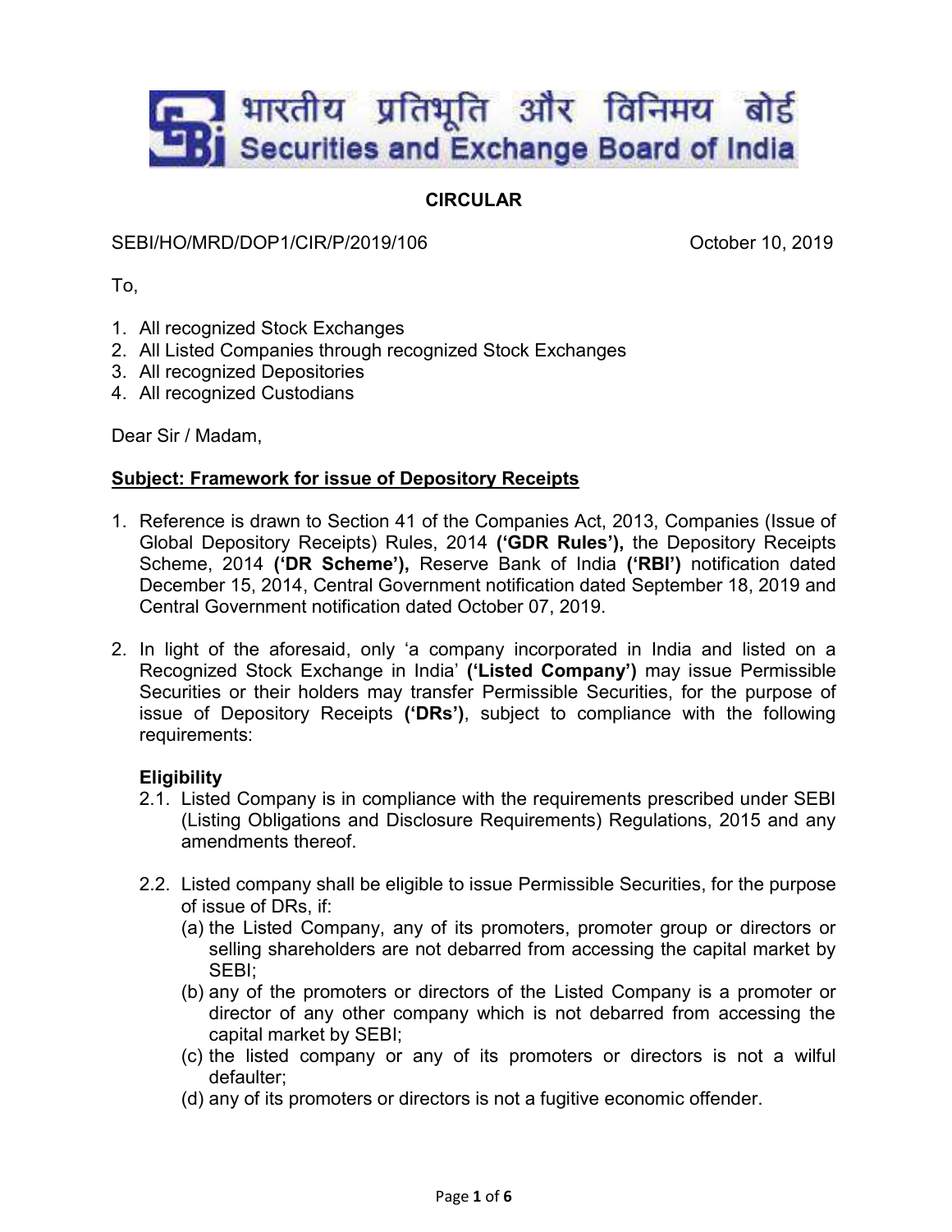भारतीय प्रतिभूति और विनिमय बोर्ड
Securities and Exchange Board of India

**CIRCULAR**

SEBI/HO/MRD/DOP1/CIR/P/2019/106 October 10, 2019

To,

1. All recognized Stock Exchanges
2. All Listed Companies through recognized Stock Exchanges
3. All recognized Depositories
4. All recognized Custodians

Dear Sir / Madam,

**Subject: Framework for issue of Depository Receipts**

1. Reference is drawn to Section 41 of the Companies Act, 2013, Companies (Issue of Global Depository Receipts) Rules, 2014 **('GDR Rules'),** the Depository Receipts Scheme, 2014 **('DR Scheme'),** Reserve Bank of India **('RBI')** notification dated December 15, 2014, Central Government notification dated September 18, 2019 and Central Government notification dated October 07, 2019.

2. In light of the aforesaid, only 'a company incorporated in India and listed on a Recognized Stock Exchange in India' **('Listed Company')** may issue Permissible Securities or their holders may transfer Permissible Securities, for the purpose of issue of Depository Receipts **('DRs')**, subject to compliance with the following requirements:

**Eligibility**

2.1. Listed Company is in compliance with the requirements prescribed under SEBI (Listing Obligations and Disclosure Requirements) Regulations, 2015 and any amendments thereof.

2.2. Listed company shall be eligible to issue Permissible Securities, for the purpose of issue of DRs, if:

(a) the Listed Company, any of its promoters, promoter group or directors or selling shareholders are not debarred from accessing the capital market by SEBI;

(b) any of the promoters or directors of the Listed Company is a promoter or director of any other company which is not debarred from accessing the capital market by SEBI;

(c) the listed company or any of its promoters or directors is not a wilful defaulter;

(d) any of its promoters or directors is not a fugitive economic offender.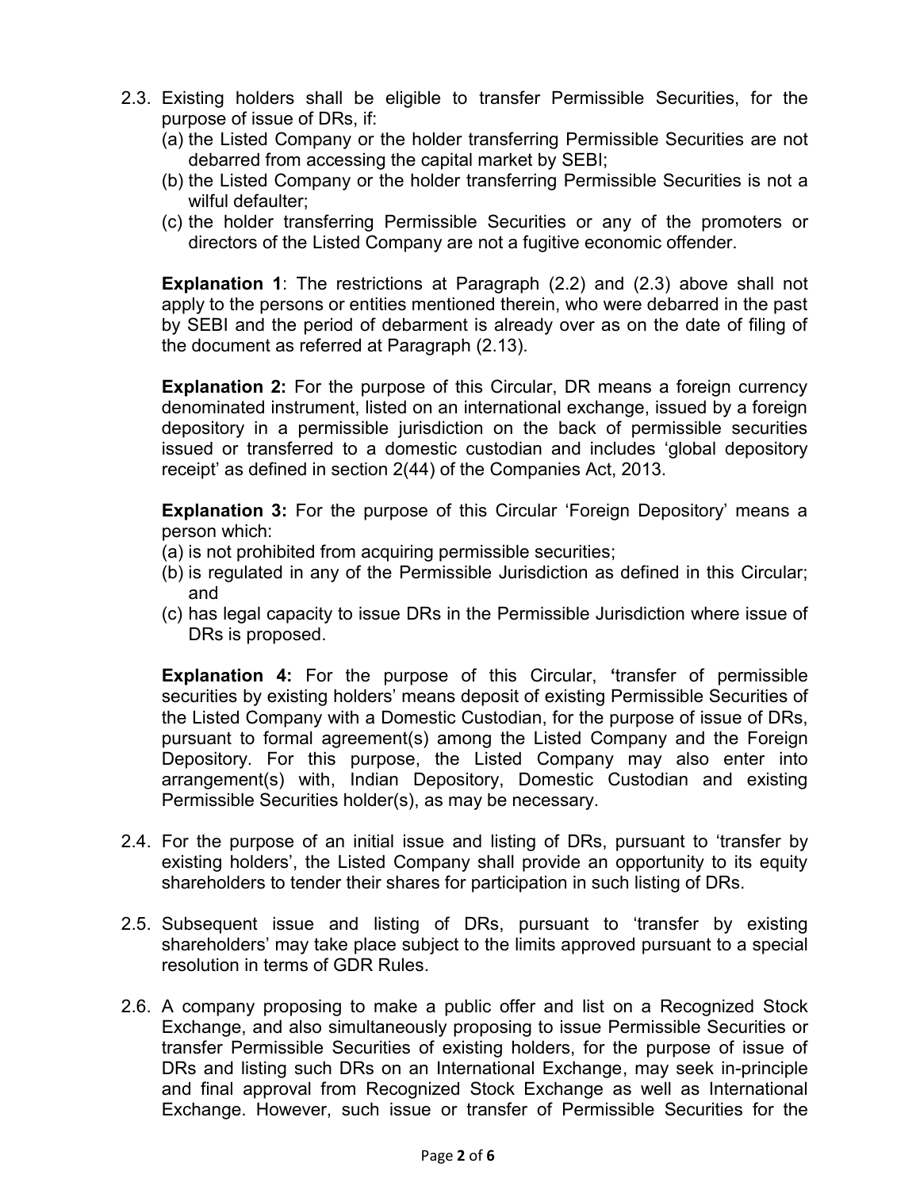2.3. Existing holders shall be eligible to transfer Permissible Securities, for the purpose of issue of DRs, if:

(a) the Listed Company or the holder transferring Permissible Securities are not debarred from accessing the capital market by SEBI;

(b) the Listed Company or the holder transferring Permissible Securities is not a wilful defaulter;

(c) the holder transferring Permissible Securities or any of the promoters or directors of the Listed Company are not a fugitive economic offender.

**Explanation 1**: The restrictions at Paragraph (2.2) and (2.3) above shall not apply to the persons or entities mentioned therein, who were debarred in the past by SEBI and the period of debarment is already over as on the date of filing of the document as referred at Paragraph (2.13).

**Explanation 2:** For the purpose of this Circular, DR means a foreign currency denominated instrument, listed on an international exchange, issued by a foreign depository in a permissible jurisdiction on the back of permissible securities issued or transferred to a domestic custodian and includes 'global depository receipt' as defined in section 2(44) of the Companies Act, 2013.

**Explanation 3:** For the purpose of this Circular 'Foreign Depository' means a person which:

(a) is not prohibited from acquiring permissible securities;

(b) is regulated in any of the Permissible Jurisdiction as defined in this Circular; and

(c) has legal capacity to issue DRs in the Permissible Jurisdiction where issue of DRs is proposed.

**Explanation 4:** For the purpose of this Circular, **'**transfer of permissible securities by existing holders' means deposit of existing Permissible Securities of the Listed Company with a Domestic Custodian, for the purpose of issue of DRs, pursuant to formal agreement(s) among the Listed Company and the Foreign Depository. For this purpose, the Listed Company may also enter into arrangement(s) with, Indian Depository, Domestic Custodian and existing Permissible Securities holder(s), as may be necessary.

2.4. For the purpose of an initial issue and listing of DRs, pursuant to 'transfer by existing holders', the Listed Company shall provide an opportunity to its equity shareholders to tender their shares for participation in such listing of DRs.

2.5. Subsequent issue and listing of DRs, pursuant to 'transfer by existing shareholders' may take place subject to the limits approved pursuant to a special resolution in terms of GDR Rules.

2.6. A company proposing to make a public offer and list on a Recognized Stock Exchange, and also simultaneously proposing to issue Permissible Securities or transfer Permissible Securities of existing holders, for the purpose of issue of DRs and listing such DRs on an International Exchange, may seek in-principle and final approval from Recognized Stock Exchange as well as International Exchange. However, such issue or transfer of Permissible Securities for the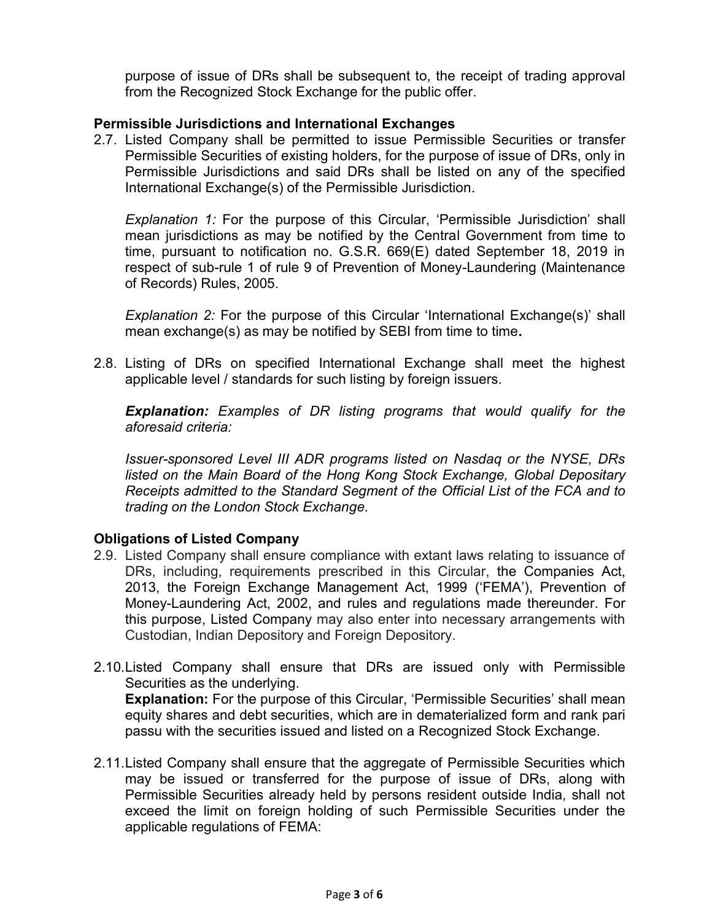purpose of issue of DRs shall be subsequent to, the receipt of trading approval from the Recognized Stock Exchange for the public offer.

**Permissible Jurisdictions and International Exchanges**

2.7. Listed Company shall be permitted to issue Permissible Securities or transfer Permissible Securities of existing holders, for the purpose of issue of DRs, only in Permissible Jurisdictions and said DRs shall be listed on any of the specified International Exchange(s) of the Permissible Jurisdiction.

*Explanation 1:* For the purpose of this Circular, 'Permissible Jurisdiction' shall mean jurisdictions as may be notified by the Central Government from time to time, pursuant to notification no. G.S.R. 669(E) dated September 18, 2019 in respect of sub-rule 1 of rule 9 of Prevention of Money-Laundering (Maintenance of Records) Rules, 2005.

*Explanation 2:* For the purpose of this Circular 'International Exchange(s)' shall mean exchange(s) as may be notified by SEBI from time to time**.**

2.8. Listing of DRs on specified International Exchange shall meet the highest applicable level / standards for such listing by foreign issuers.

***Explanation:*** *Examples of DR listing programs that would qualify for the aforesaid criteria:*

*Issuer-sponsored Level III ADR programs listed on Nasdaq or the NYSE, DRs listed on the Main Board of the Hong Kong Stock Exchange, Global Depositary Receipts admitted to the Standard Segment of the Official List of the FCA and to trading on the London Stock Exchange.*

**Obligations of Listed Company**

2.9. Listed Company shall ensure compliance with extant laws relating to issuance of DRs, including, requirements prescribed in this Circular, the Companies Act, 2013, the Foreign Exchange Management Act, 1999 ('FEMA'), Prevention of Money-Laundering Act, 2002, and rules and regulations made thereunder. For this purpose, Listed Company may also enter into necessary arrangements with Custodian, Indian Depository and Foreign Depository.

2.10. Listed Company shall ensure that DRs are issued only with Permissible Securities as the underlying.
**Explanation:** For the purpose of this Circular, 'Permissible Securities' shall mean equity shares and debt securities, which are in dematerialized form and rank pari passu with the securities issued and listed on a Recognized Stock Exchange.

2.11. Listed Company shall ensure that the aggregate of Permissible Securities which may be issued or transferred for the purpose of issue of DRs, along with Permissible Securities already held by persons resident outside India, shall not exceed the limit on foreign holding of such Permissible Securities under the applicable regulations of FEMA: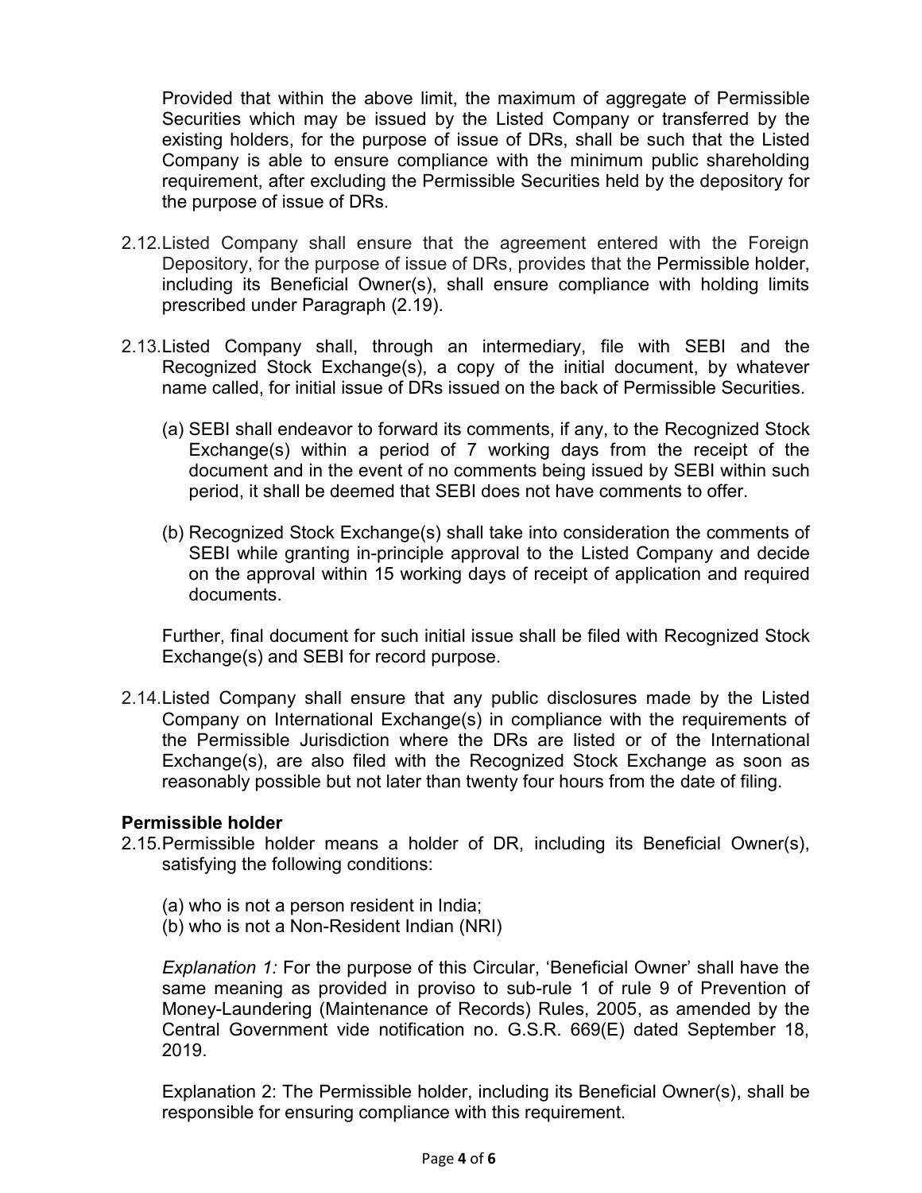Provided that within the above limit, the maximum of aggregate of Permissible Securities which may be issued by the Listed Company or transferred by the existing holders, for the purpose of issue of DRs, shall be such that the Listed Company is able to ensure compliance with the minimum public shareholding requirement, after excluding the Permissible Securities held by the depository for the purpose of issue of DRs.

2.12. Listed Company shall ensure that the agreement entered with the Foreign Depository, for the purpose of issue of DRs, provides that the Permissible holder, including its Beneficial Owner(s), shall ensure compliance with holding limits prescribed under Paragraph (2.19).

2.13. Listed Company shall, through an intermediary, file with SEBI and the Recognized Stock Exchange(s), a copy of the initial document, by whatever name called, for initial issue of DRs issued on the back of Permissible Securities.

(a) SEBI shall endeavor to forward its comments, if any, to the Recognized Stock Exchange(s) within a period of 7 working days from the receipt of the document and in the event of no comments being issued by SEBI within such period, it shall be deemed that SEBI does not have comments to offer.

(b) Recognized Stock Exchange(s) shall take into consideration the comments of SEBI while granting in-principle approval to the Listed Company and decide on the approval within 15 working days of receipt of application and required documents.

Further, final document for such initial issue shall be filed with Recognized Stock Exchange(s) and SEBI for record purpose.

2.14. Listed Company shall ensure that any public disclosures made by the Listed Company on International Exchange(s) in compliance with the requirements of the Permissible Jurisdiction where the DRs are listed or of the International Exchange(s), are also filed with the Recognized Stock Exchange as soon as reasonably possible but not later than twenty four hours from the date of filing.

**Permissible holder**

2.15. Permissible holder means a holder of DR, including its Beneficial Owner(s), satisfying the following conditions:

(a) who is not a person resident in India;
(b) who is not a Non-Resident Indian (NRI)

*Explanation 1:* For the purpose of this Circular, 'Beneficial Owner' shall have the same meaning as provided in proviso to sub-rule 1 of rule 9 of Prevention of Money-Laundering (Maintenance of Records) Rules, 2005, as amended by the Central Government vide notification no. G.S.R. 669(E) dated September 18, 2019.

Explanation 2: The Permissible holder, including its Beneficial Owner(s), shall be responsible for ensuring compliance with this requirement.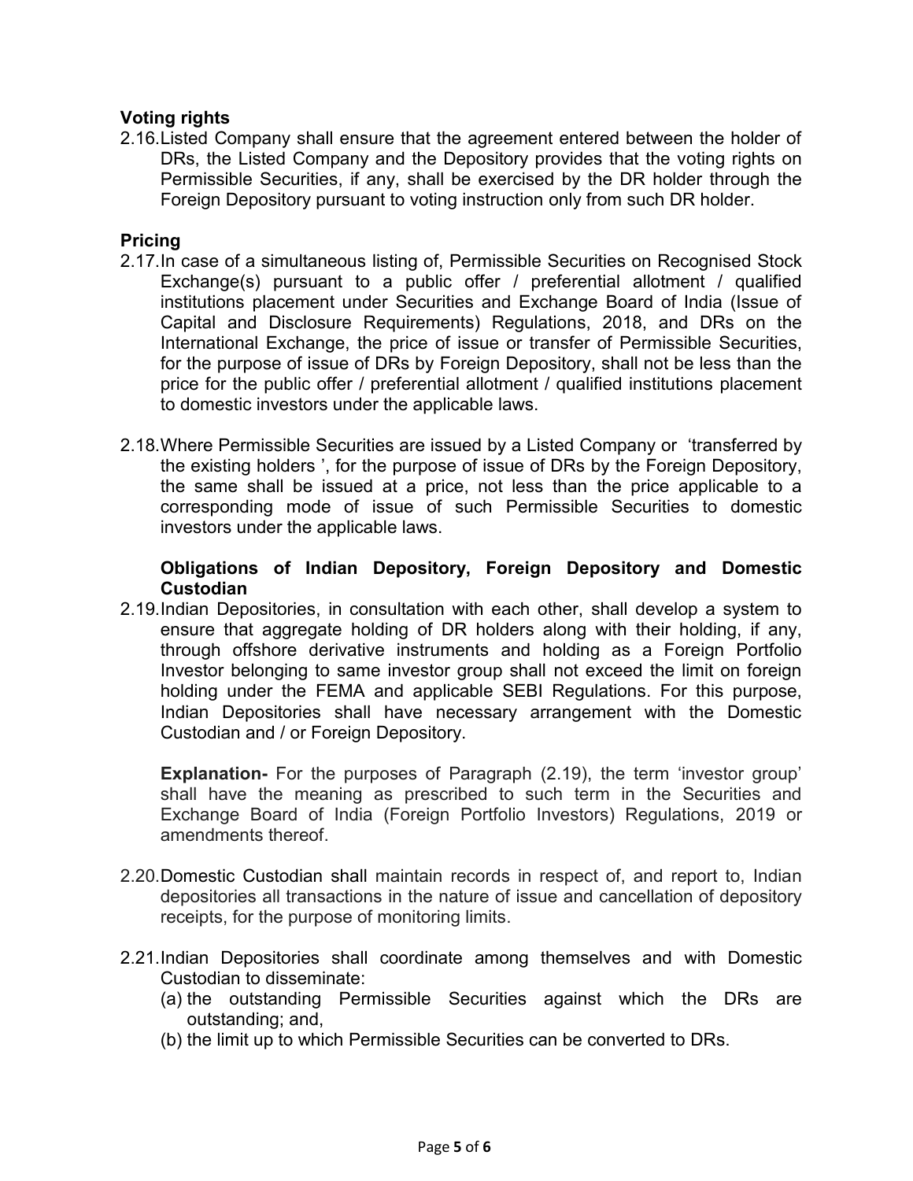**Voting rights**

2.16. Listed Company shall ensure that the agreement entered between the holder of DRs, the Listed Company and the Depository provides that the voting rights on Permissible Securities, if any, shall be exercised by the DR holder through the Foreign Depository pursuant to voting instruction only from such DR holder.

**Pricing**

2.17. In case of a simultaneous listing of, Permissible Securities on Recognised Stock Exchange(s) pursuant to a public offer / preferential allotment / qualified institutions placement under Securities and Exchange Board of India (Issue of Capital and Disclosure Requirements) Regulations, 2018, and DRs on the International Exchange, the price of issue or transfer of Permissible Securities, for the purpose of issue of DRs by Foreign Depository, shall not be less than the price for the public offer / preferential allotment / qualified institutions placement to domestic investors under the applicable laws.

2.18. Where Permissible Securities are issued by a Listed Company or 'transferred by the existing holders ', for the purpose of issue of DRs by the Foreign Depository, the same shall be issued at a price, not less than the price applicable to a corresponding mode of issue of such Permissible Securities to domestic investors under the applicable laws.

**Obligations of Indian Depository, Foreign Depository and Domestic Custodian**

2.19. Indian Depositories, in consultation with each other, shall develop a system to ensure that aggregate holding of DR holders along with their holding, if any, through offshore derivative instruments and holding as a Foreign Portfolio Investor belonging to same investor group shall not exceed the limit on foreign holding under the FEMA and applicable SEBI Regulations. For this purpose, Indian Depositories shall have necessary arrangement with the Domestic Custodian and / or Foreign Depository.

**Explanation-** For the purposes of Paragraph (2.19), the term 'investor group' shall have the meaning as prescribed to such term in the Securities and Exchange Board of India (Foreign Portfolio Investors) Regulations, 2019 or amendments thereof.

2.20. Domestic Custodian shall maintain records in respect of, and report to, Indian depositories all transactions in the nature of issue and cancellation of depository receipts, for the purpose of monitoring limits.

2.21. Indian Depositories shall coordinate among themselves and with Domestic Custodian to disseminate:

(a) the outstanding Permissible Securities against which the DRs are outstanding; and,

(b) the limit up to which Permissible Securities can be converted to DRs.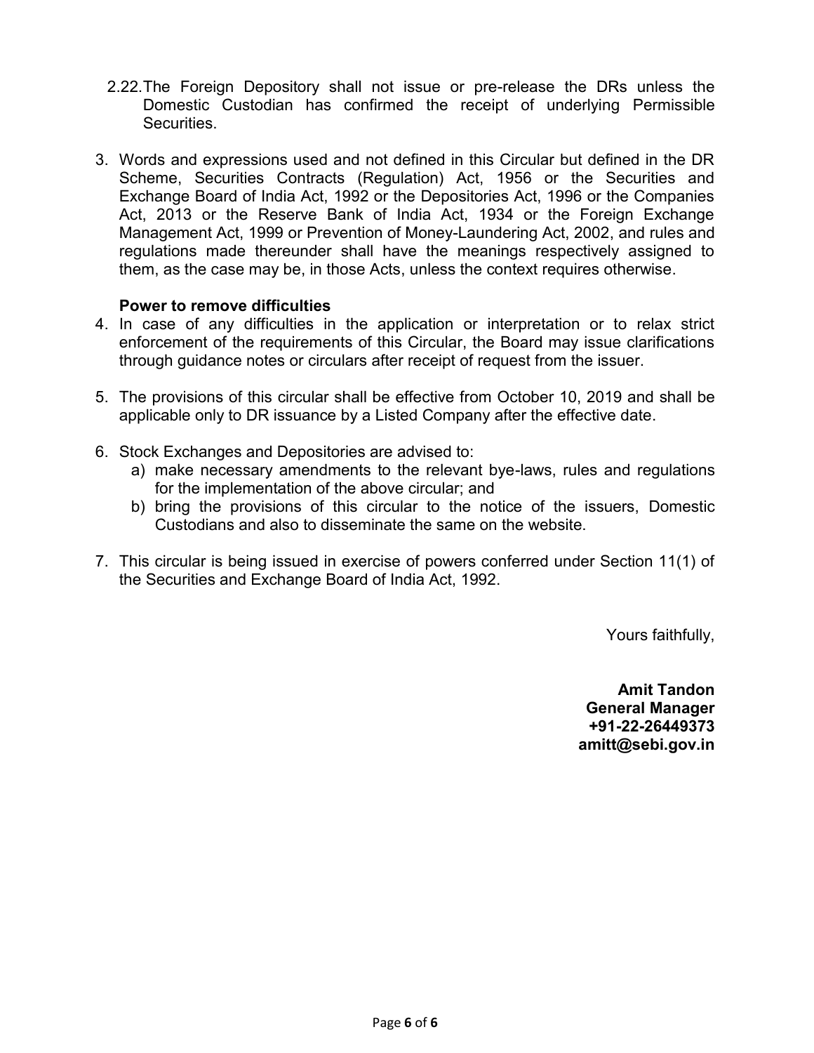2.22. The Foreign Depository shall not issue or pre-release the DRs unless the Domestic Custodian has confirmed the receipt of underlying Permissible Securities.

3. Words and expressions used and not defined in this Circular but defined in the DR Scheme, Securities Contracts (Regulation) Act, 1956 or the Securities and Exchange Board of India Act, 1992 or the Depositories Act, 1996 or the Companies Act, 2013 or the Reserve Bank of India Act, 1934 or the Foreign Exchange Management Act, 1999 or Prevention of Money-Laundering Act, 2002, and rules and regulations made thereunder shall have the meanings respectively assigned to them, as the case may be, in those Acts, unless the context requires otherwise.

**Power to remove difficulties**

4. In case of any difficulties in the application or interpretation or to relax strict enforcement of the requirements of this Circular, the Board may issue clarifications through guidance notes or circulars after receipt of request from the issuer.

5. The provisions of this circular shall be effective from October 10, 2019 and shall be applicable only to DR issuance by a Listed Company after the effective date.

6. Stock Exchanges and Depositories are advised to:
   a) make necessary amendments to the relevant bye-laws, rules and regulations for the implementation of the above circular; and
   b) bring the provisions of this circular to the notice of the issuers, Domestic Custodians and also to disseminate the same on the website.

7. This circular is being issued in exercise of powers conferred under Section 11(1) of the Securities and Exchange Board of India Act, 1992.

Yours faithfully,

**Amit Tandon**
**General Manager**
**+91-22-26449373**
**amitt@sebi.gov.in**